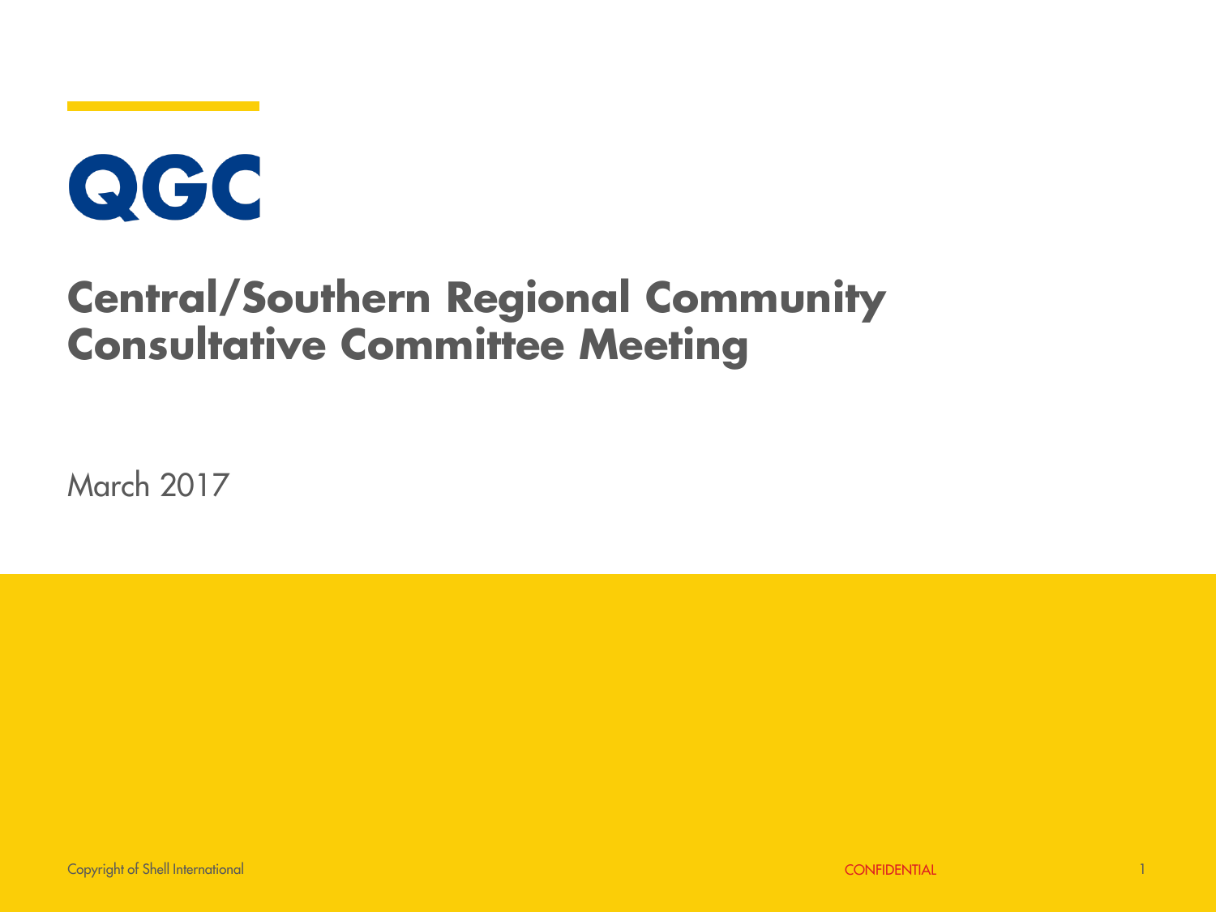QGC

# Central/Southern Regional Community Consultative Committee Meeting

March 2017

Copyright of Shell International

CONFIDENTIAL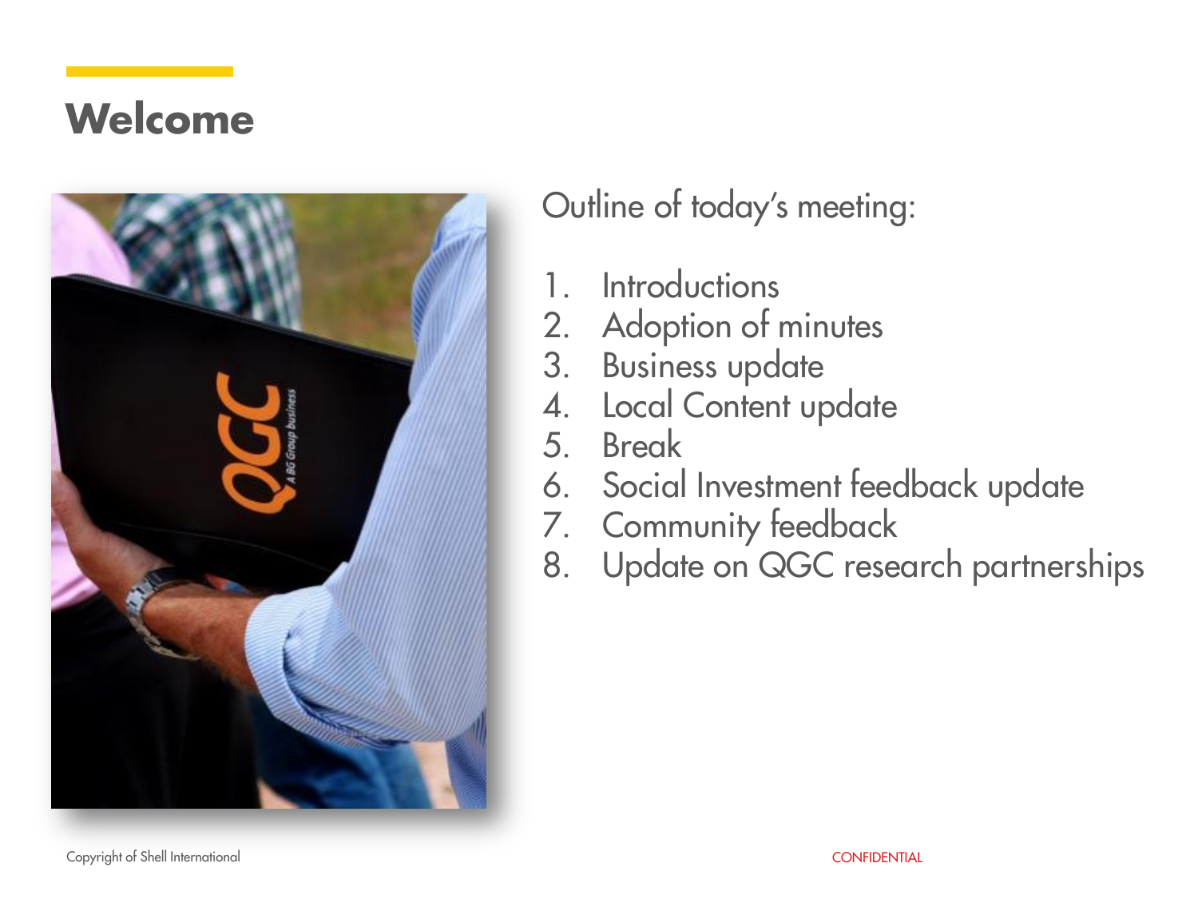# Welcome

Outline of today's meeting:

1. Introductions
2. Adoption of minutes
3. Business update
4. Local Content update
5. Break
6. Social Investment feedback update
7. Community feedback
8. Update on QGC research partnerships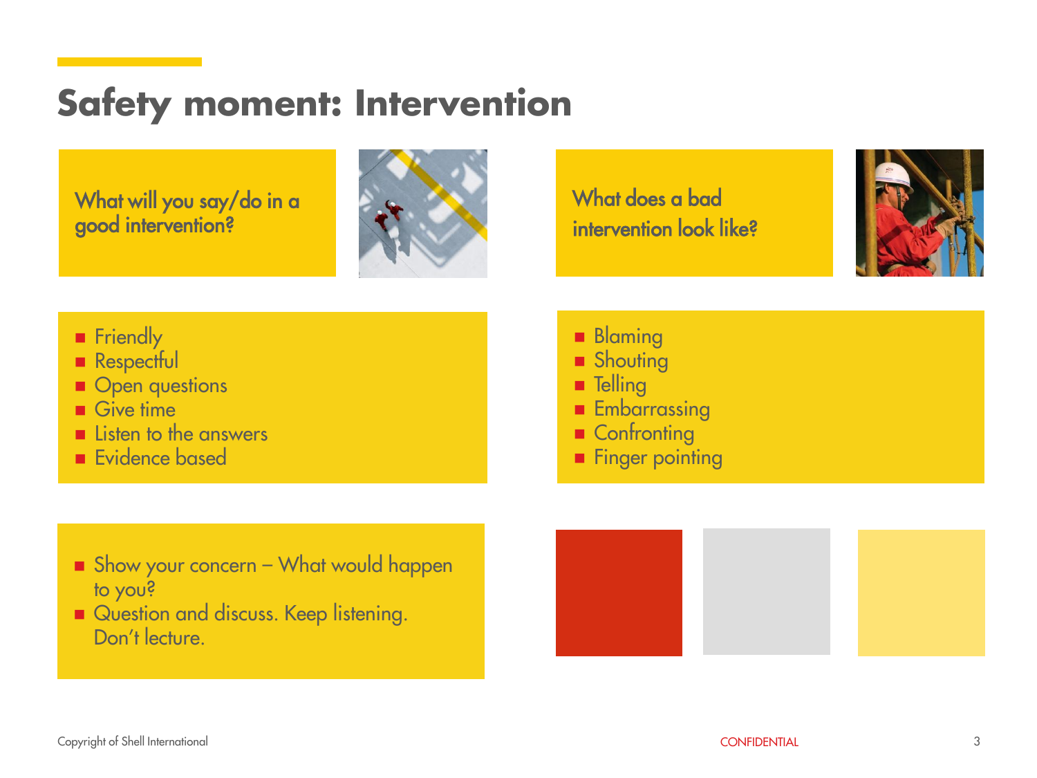# Safety moment: Intervention

**What will you say/do in a good intervention?**

- Friendly
- Respectful
- Open questions
- Give time
- Listen to the answers
- Evidence based

**What does a bad intervention look like?**

- Blaming
- Shouting
- Telling
- Embarrassing
- Confronting
- Finger pointing

- Show your concern – What would happen to you?
- Question and discuss. Keep listening. Don't lecture.

Copyright of Shell International

CONFIDENTIAL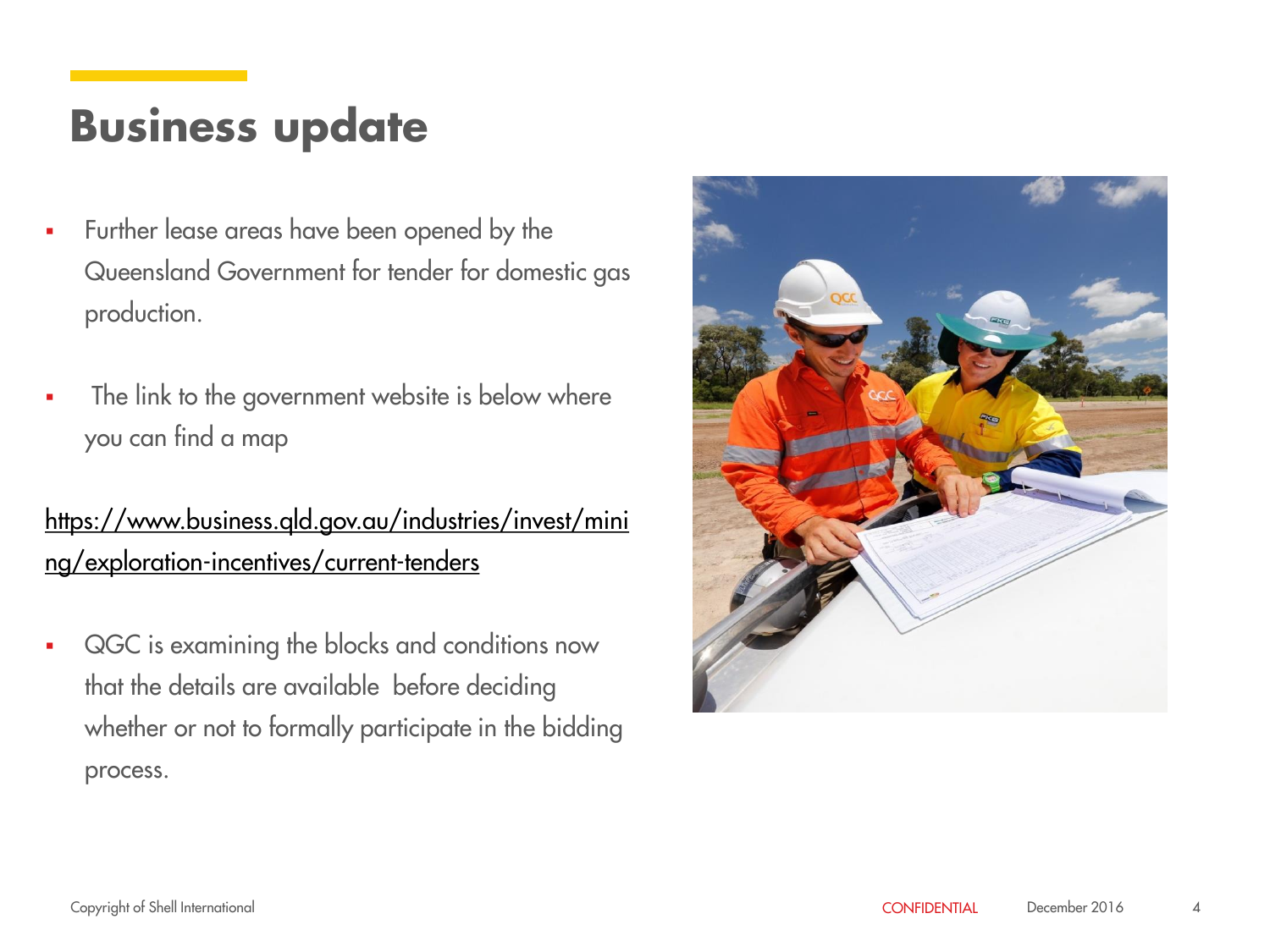# Business update

- Further lease areas have been opened by the Queensland Government for tender for domestic gas production.

- The link to the government website is below where you can find a map

https://www.business.qld.gov.au/industries/invest/mining/exploration-incentives/current-tenders

- QGC is examining the blocks and conditions now that the details are available before deciding whether or not to formally participate in the bidding process.

Copyright of Shell International

CONFIDENTIAL

December 2016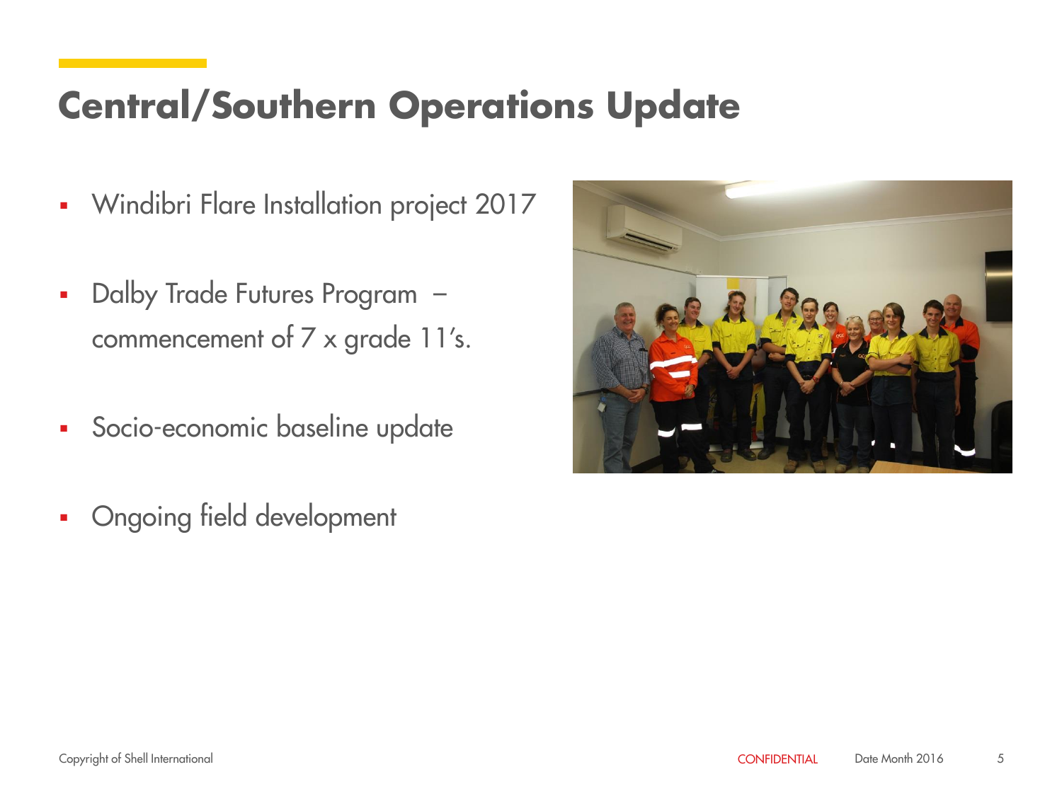# Central/Southern Operations Update

- Windibri Flare Installation project 2017
- Dalby Trade Futures Program – commencement of 7 x grade 11's.
- Socio-economic baseline update
- Ongoing field development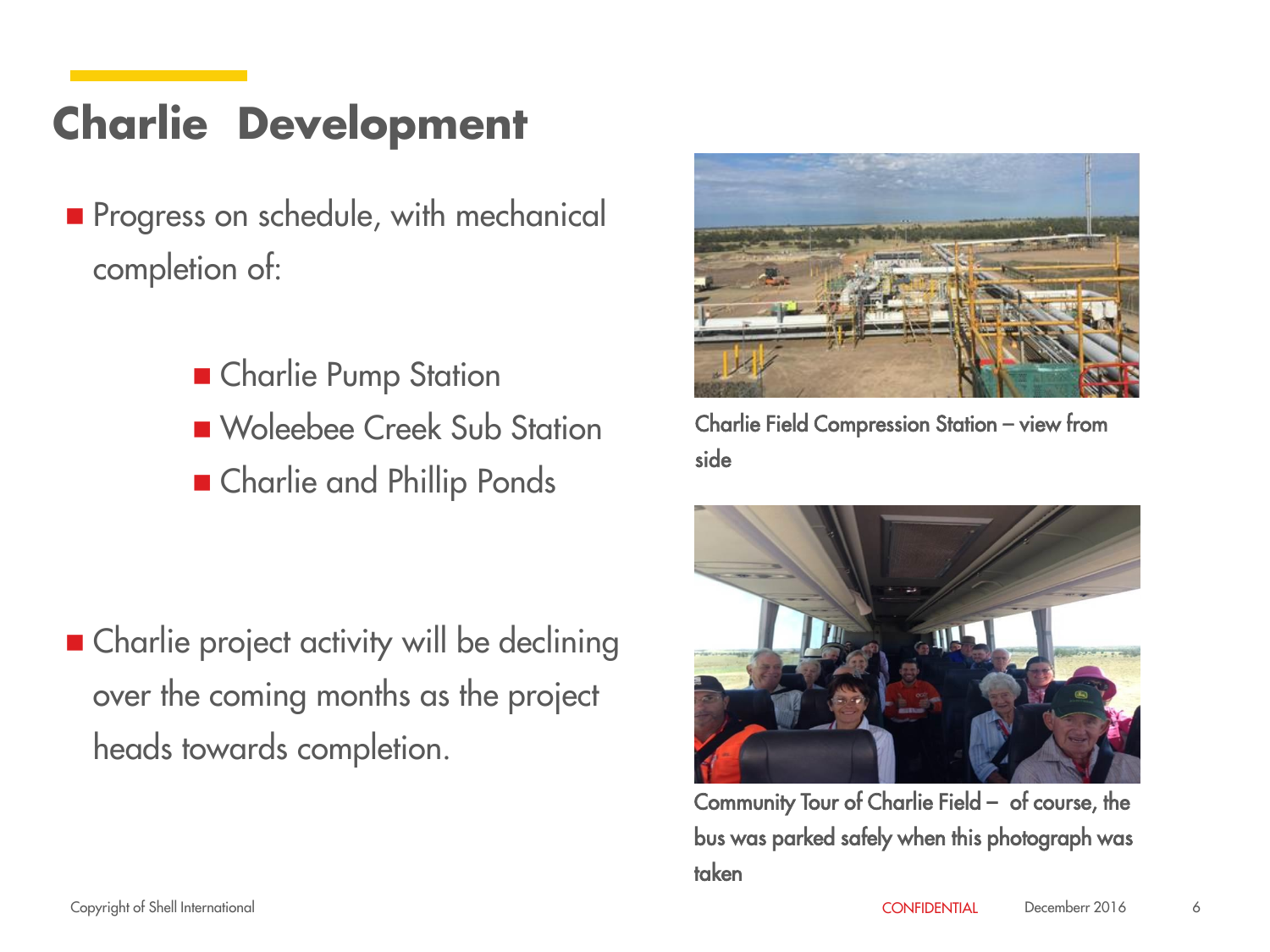# Charlie Development

- Progress on schedule, with mechanical completion of:
  - Charlie Pump Station
  - Woleebee Creek Sub Station
  - Charlie and Phillip Ponds

- Charlie project activity will be declining over the coming months as the project heads towards completion.

Charlie Field Compression Station – view from side

Community Tour of Charlie Field – of course, the bus was parked safely when this photograph was taken

Copyright of Shell International

CONFIDENTIAL

Decemberr 2016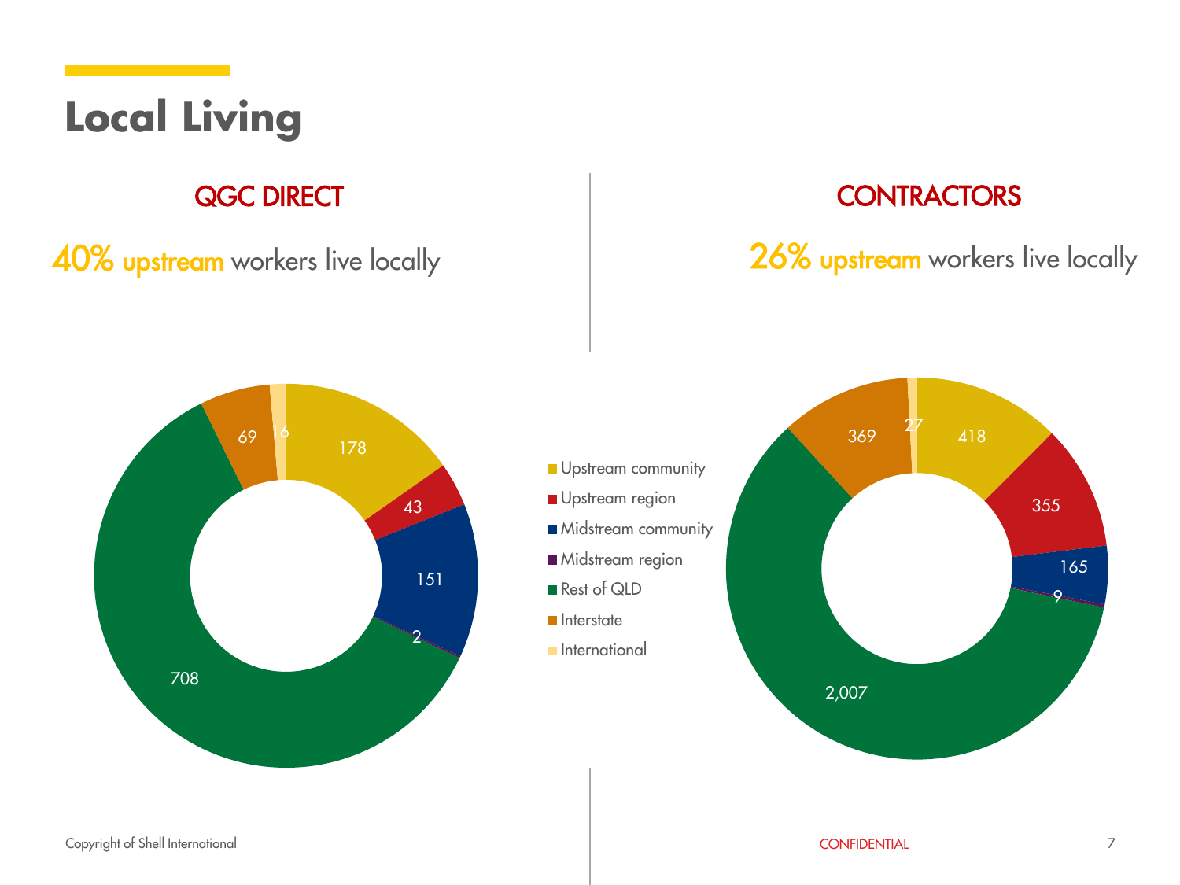# Local Living

## QGC DIRECT

40% upstream workers live locally

| Category | Workers |
| --- | --- |
| Upstream community | 178 |
| Upstream region | 43 |
| Midstream community | 151 |
| Midstream region | 2 |
| Rest of QLD | 708 |
| Interstate | 69 |
| International | 16 |

## CONTRACTORS

26% upstream workers live locally

| Category | Workers |
| --- | --- |
| Upstream community | 418 |
| Upstream region | 355 |
| Midstream community | 165 |
| Midstream region | 9 |
| Rest of QLD | 2,007 |
| Interstate | 369 |
| International | 27 |

Copyright of Shell International

CONFIDENTIAL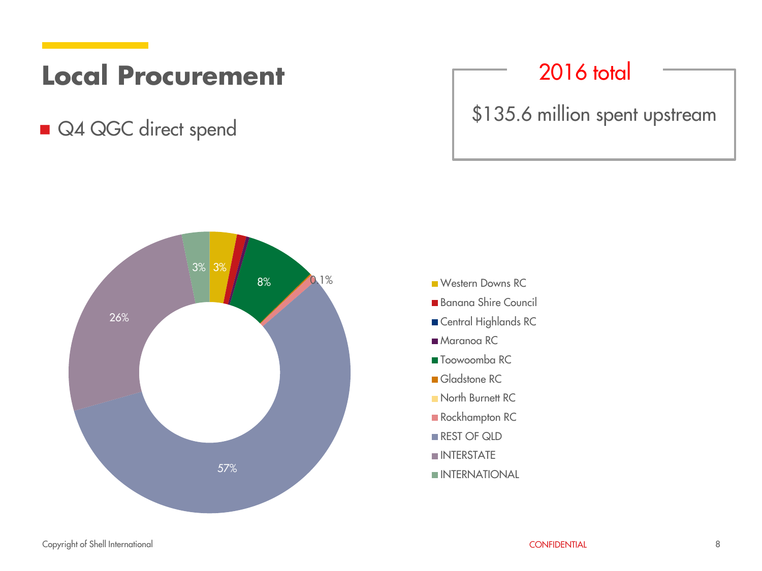# Local Procurement

- Q4 QGC direct spend

**2016 total**

$135.6 million spent upstream

| Region | Share |
| --- | --- |
| Western Downs RC | 3% |
| Banana Shire Council | |
| Central Highlands RC | |
| Maranoa RC | |
| Toowoomba RC | 8% |
| Gladstone RC | 0.1% |
| North Burnett RC | |
| Rockhampton RC | |
| REST OF QLD | 57% |
| INTERSTATE | 26% |
| INTERNATIONAL | 3% |

CONFIDENTIAL

Copyright of Shell International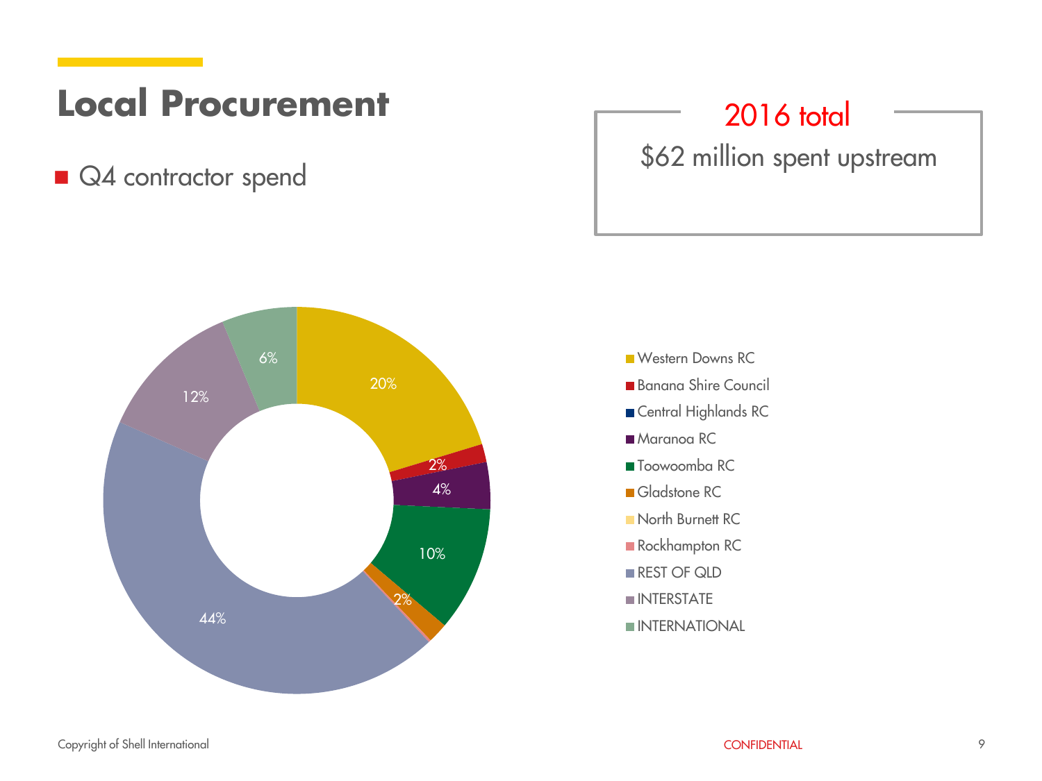# Local Procurement

- Q4 contractor spend

**2016 total**

$62 million spent upstream

| Category | Share |
|---|---|
| Western Downs RC | 20% |
| Banana Shire Council | 2% |
| Central Highlands RC | |
| Maranoa RC | 4% |
| Toowoomba RC | 10% |
| Gladstone RC | 2% |
| North Burnett RC | |
| Rockhampton RC | |
| REST OF QLD | 44% |
| INTERSTATE | 12% |
| INTERNATIONAL | 6% |

Copyright of Shell International

CONFIDENTIAL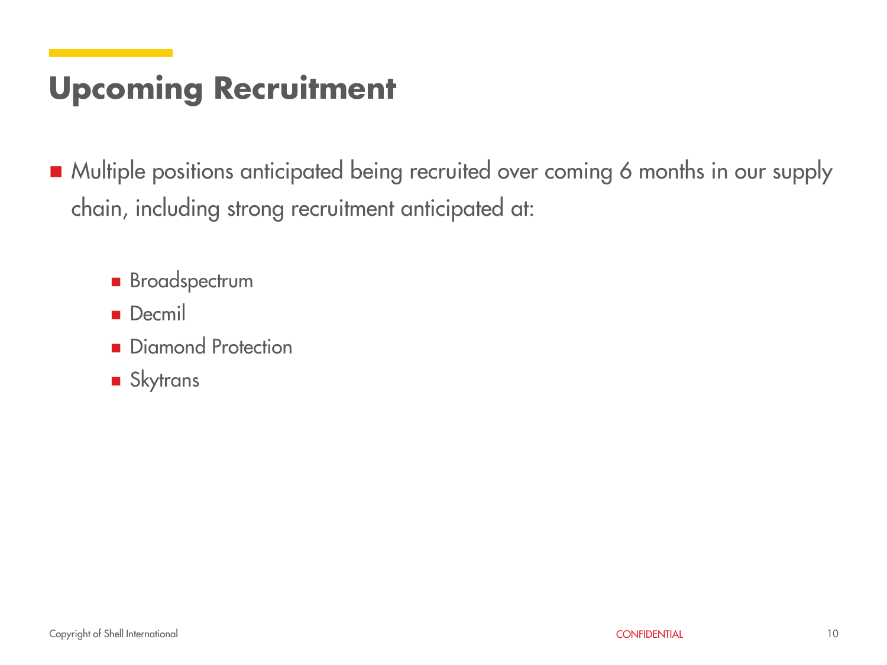# Upcoming Recruitment

- Multiple positions anticipated being recruited over coming 6 months in our supply chain, including strong recruitment anticipated at:
  - Broadspectrum
  - Decmil
  - Diamond Protection
  - Skytrans

Copyright of Shell International

CONFIDENTIAL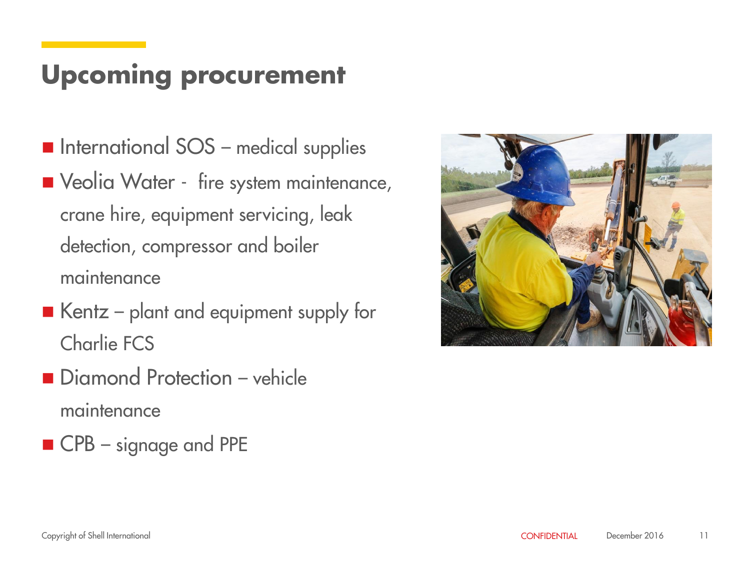# Upcoming procurement

- International SOS – medical supplies
- Veolia Water - fire system maintenance, crane hire, equipment servicing, leak detection, compressor and boiler maintenance
- Kentz – plant and equipment supply for Charlie FCS
- Diamond Protection – vehicle maintenance
- CPB – signage and PPE

Copyright of Shell International

CONFIDENTIAL

December 2016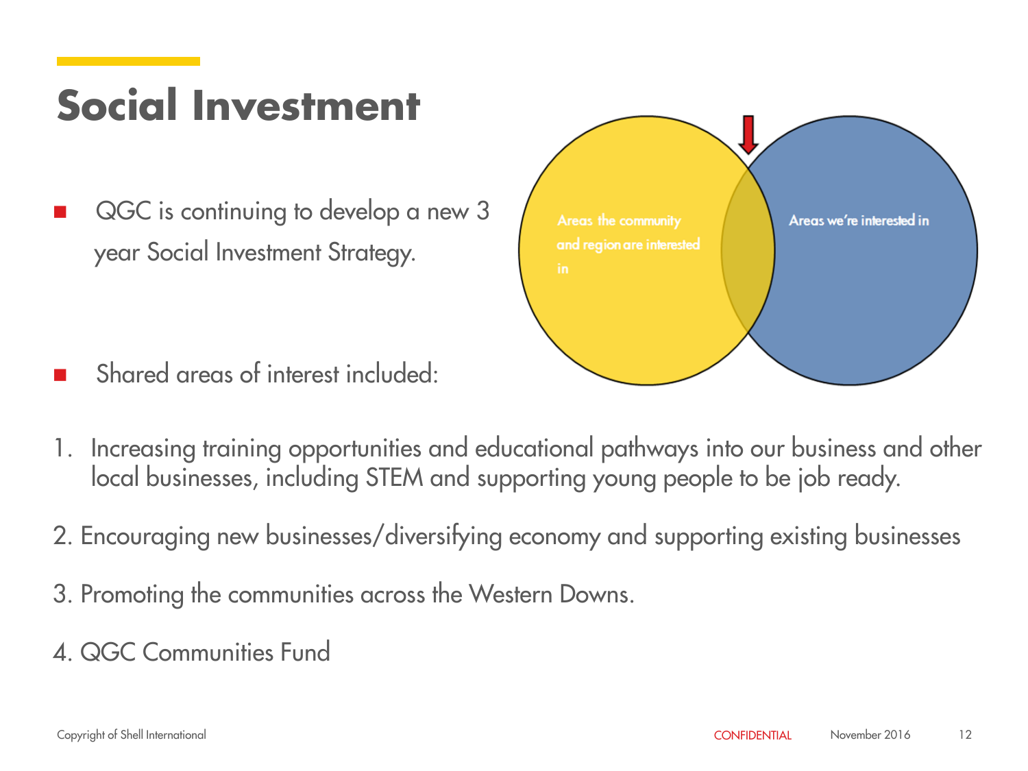# Social Investment

- QGC is continuing to develop a new 3 year Social Investment Strategy.

Areas the community and region are interested in

Areas we're interested in

- Shared areas of interest included:

1. Increasing training opportunities and educational pathways into our business and other local businesses, including STEM and supporting young people to be job ready.

2. Encouraging new businesses/diversifying economy and supporting existing businesses

3. Promoting the communities across the Western Downs.

4. QGC Communities Fund

Copyright of Shell International

CONFIDENTIAL

November 2016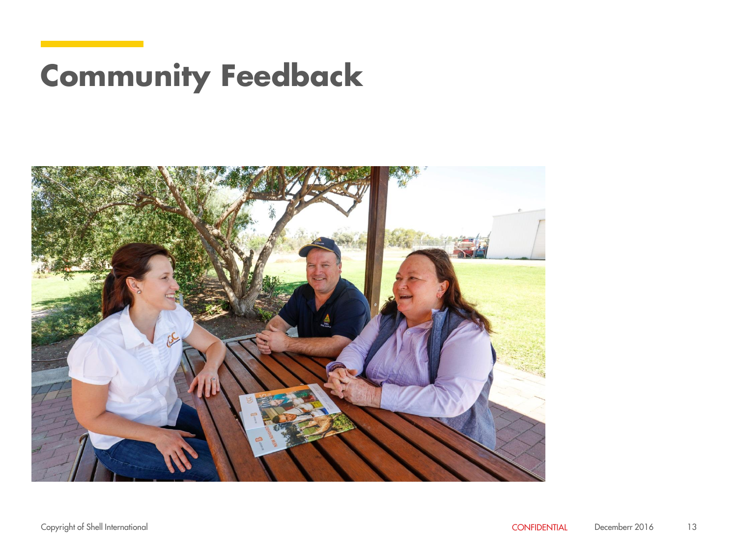# Community Feedback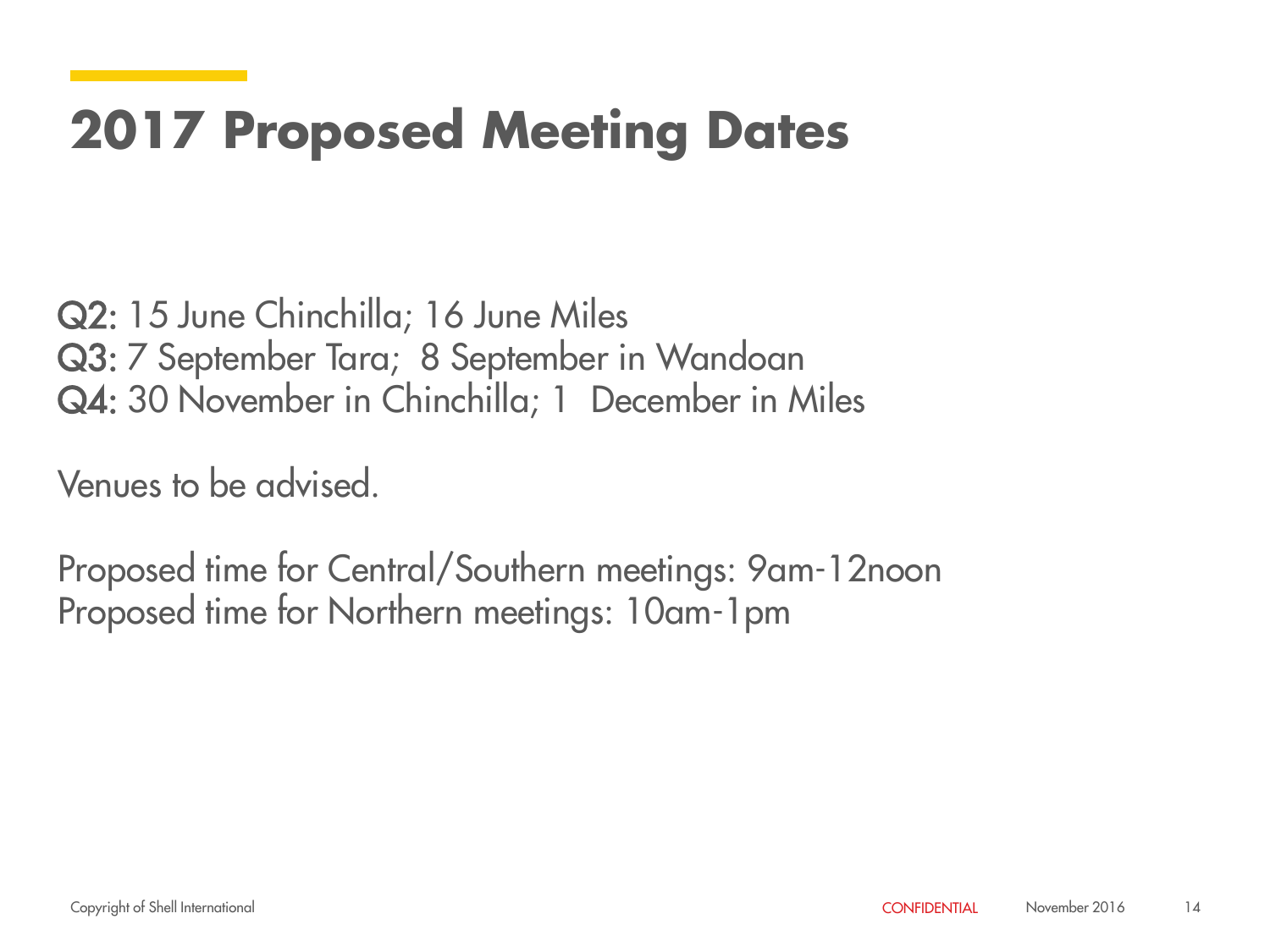# 2017 Proposed Meeting Dates

**Q2:** 15 June Chinchilla; 16 June Miles
**Q3:** 7 September Tara; 8 September in Wandoan
**Q4:** 30 November in Chinchilla; 1 December in Miles

Venues to be advised.

Proposed time for Central/Southern meetings: 9am-12noon
Proposed time for Northern meetings: 10am-1pm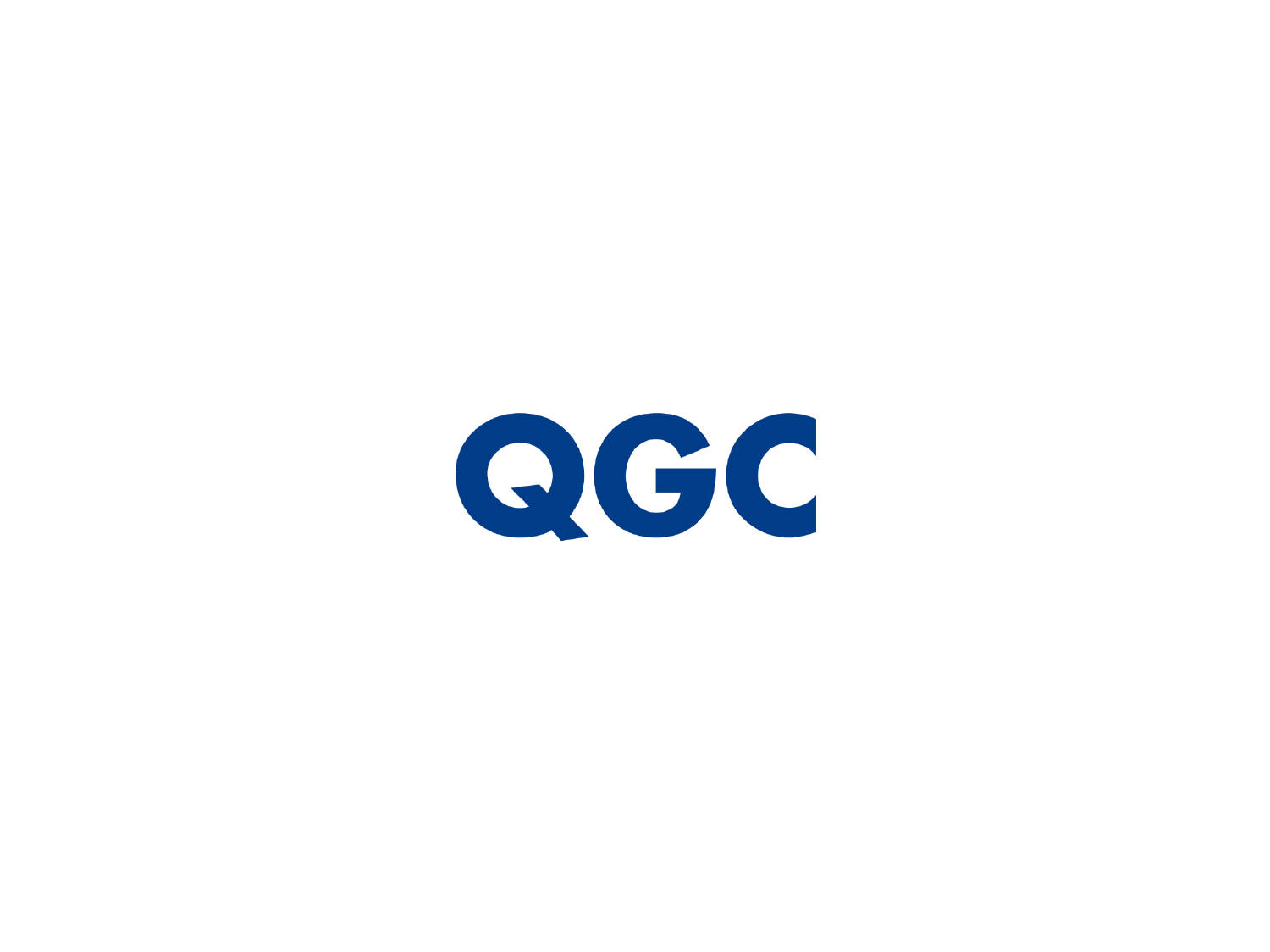QGC